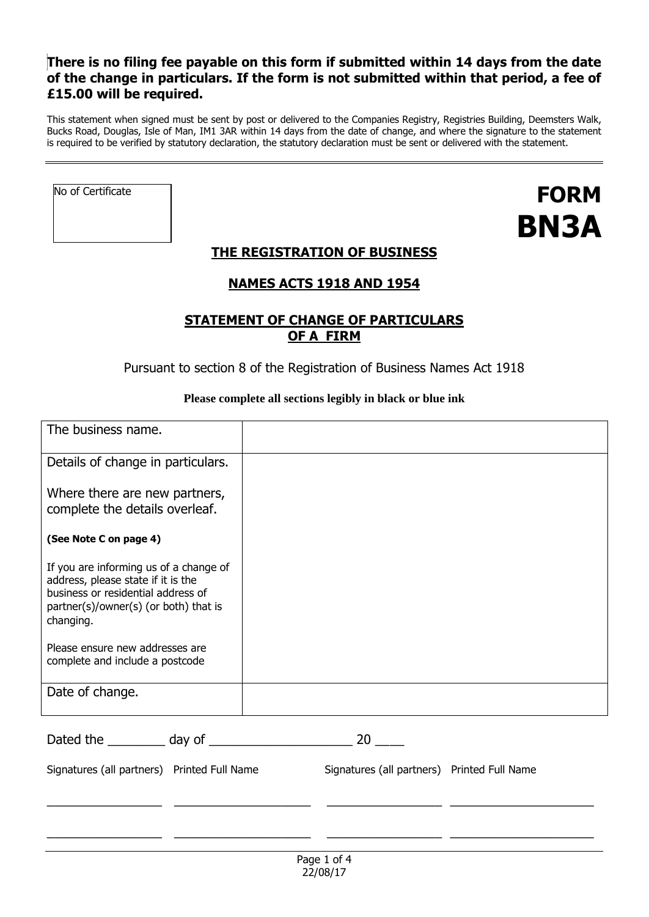**There is no filing fee payable on this form if submitted within 14 days from the date of the change in particulars. If the form is not submitted within that period, a fee of £15.00 will be required.**

This statement when signed must be sent by post or delivered to the Companies Registry, Registries Building, Deemsters Walk, Bucks Road, Douglas, Isle of Man, IM1 3AR within 14 days from the date of change, and where the signature to the statement is required to be verified by statutory declaration, the statutory declaration must be sent or delivered with the statement.

---

| No of Certificate |
|---|
| |

# FORM BN3A

## THE REGISTRATION OF BUSINESS NAMES ACTS 1918 AND 1954

## STATEMENT OF CHANGE OF PARTICULARS OF A FIRM

Pursuant to section 8 of the Registration of Business Names Act 1918

**Please complete all sections legibly in black or blue ink**

| | |
|---|---|
| The business name. | |
| Details of change in particulars.<br><br>Where there are new partners, complete the details overleaf.<br><br>**(See Note C on page 4)**<br><br>If you are informing us of a change of address, please state if it is the business or residential address of partner(s)/owner(s) (or both) that is changing.<br><br>Please ensure new addresses are complete and include a postcode | |
| Date of change. | |

Dated the ________ day of ____________________ 20 ____

| Signatures (all partners) | Printed Full Name | Signatures (all partners) | Printed Full Name |
|---|---|---|---|
| _________________ | ____________________ | _________________ | ____________________ |
| _________________ | ____________________ | _________________ | ____________________ |

22/08/17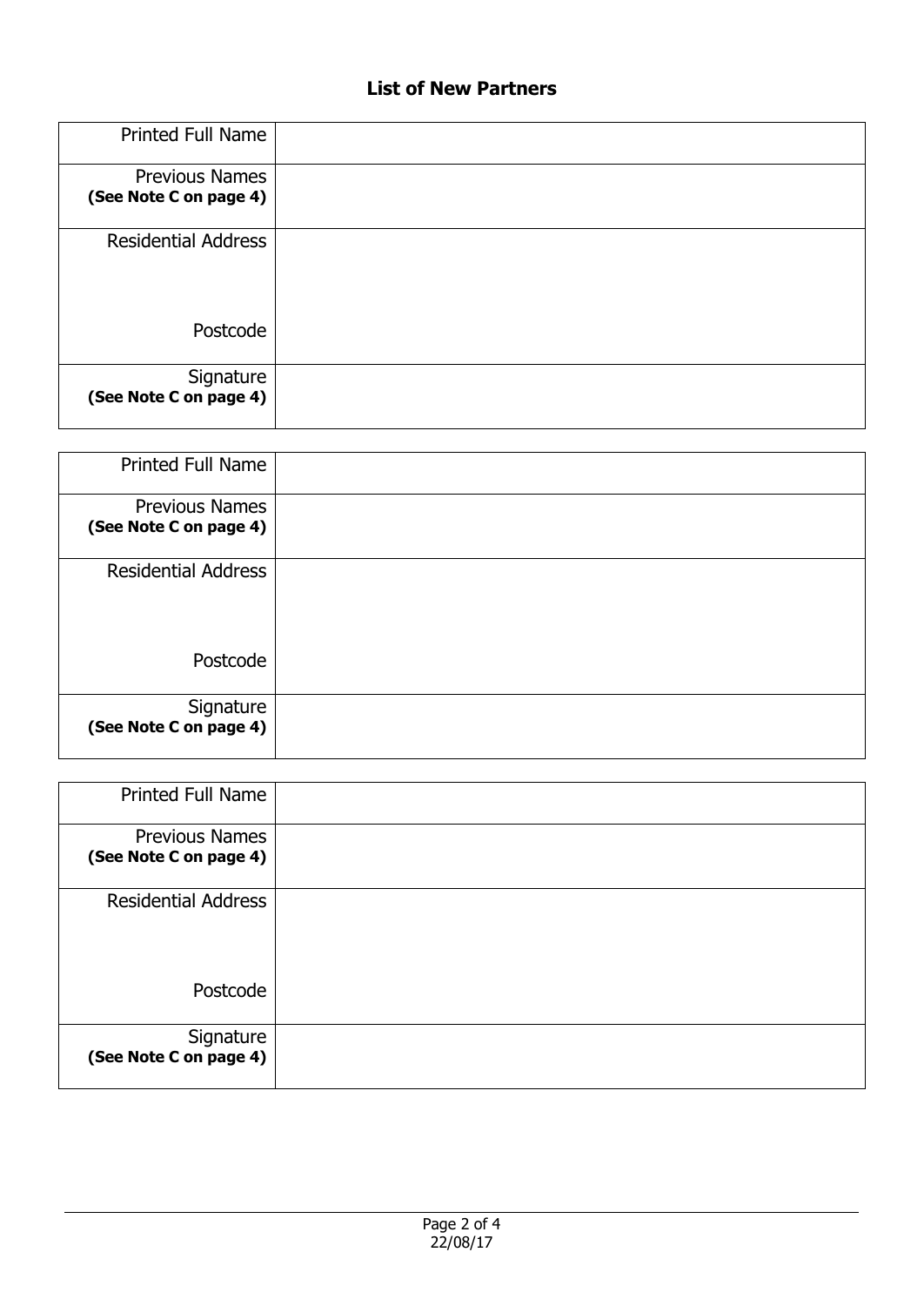## List of New Partners

| Printed Full Name | |
|---|---|
| Previous Names **(See Note C on page 4)** | |
| Residential Address<br><br>Postcode | |
| Signature **(See Note C on page 4)** | |

| Printed Full Name | |
|---|---|
| Previous Names **(See Note C on page 4)** | |
| Residential Address<br><br>Postcode | |
| Signature **(See Note C on page 4)** | |

| Printed Full Name | |
|---|---|
| Previous Names **(See Note C on page 4)** | |
| Residential Address<br><br>Postcode | |
| Signature **(See Note C on page 4)** | |

22/08/17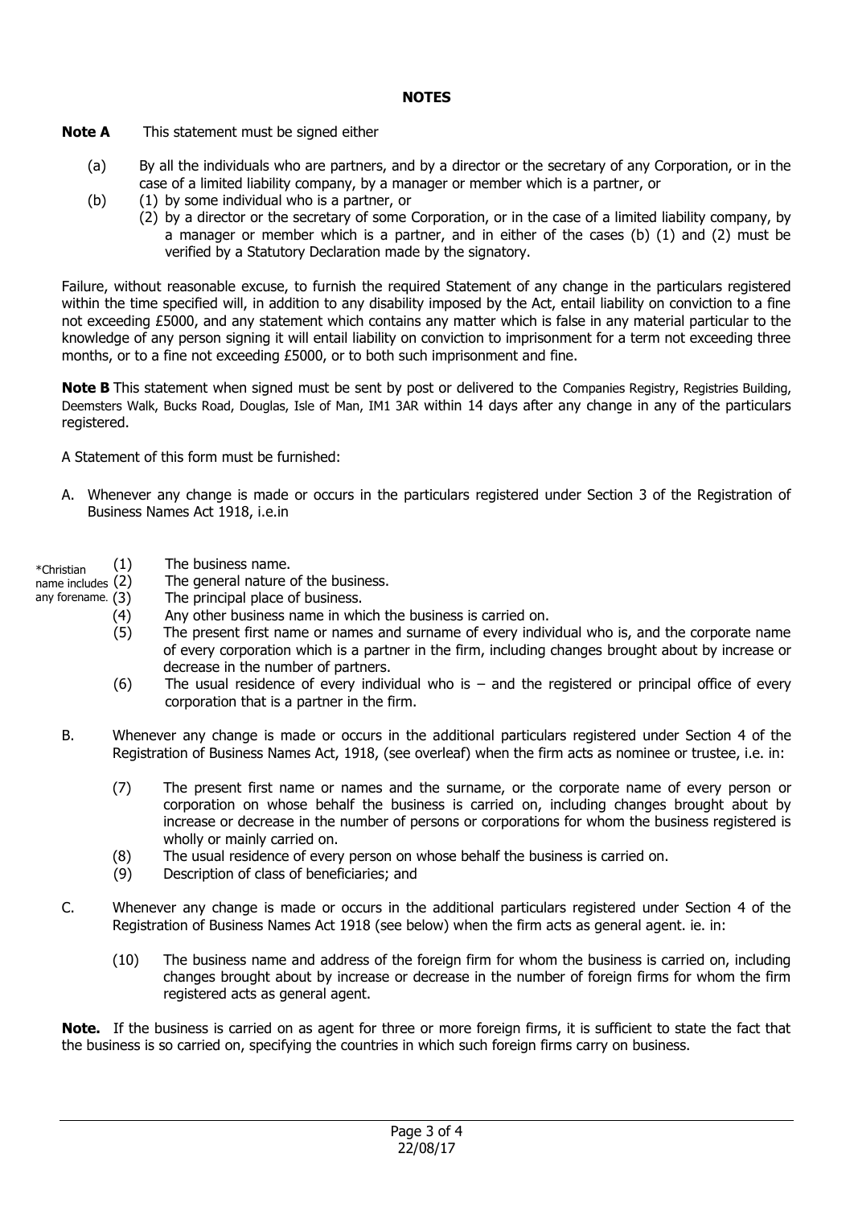## NOTES

**Note A** This statement must be signed either

(a) By all the individuals who are partners, and by a director or the secretary of any Corporation, or in the case of a limited liability company, by a manager or member which is a partner, or

(b) (1) by some individual who is a partner, or

(2) by a director or the secretary of some Corporation, or in the case of a limited liability company, by a manager or member which is a partner, and in either of the cases (b) (1) and (2) must be verified by a Statutory Declaration made by the signatory.

Failure, without reasonable excuse, to furnish the required Statement of any change in the particulars registered within the time specified will, in addition to any disability imposed by the Act, entail liability on conviction to a fine not exceeding £5000, and any statement which contains any matter which is false in any material particular to the knowledge of any person signing it will entail liability on conviction to imprisonment for a term not exceeding three months, or to a fine not exceeding £5000, or to both such imprisonment and fine.

**Note B** This statement when signed must be sent by post or delivered to the Companies Registry, Registries Building, Deemsters Walk, Bucks Road, Douglas, Isle of Man, IM1 3AR within 14 days after any change in any of the particulars registered.

A Statement of this form must be furnished:

A. Whenever any change is made or occurs in the particulars registered under Section 3 of the Registration of Business Names Act 1918, i.e.in

*Christian name includes any forename.

(1) The business name.
(2) The general nature of the business.
(3) The principal place of business.
(4) Any other business name in which the business is carried on.
(5) The present first name or names and surname of every individual who is, and the corporate name of every corporation which is a partner in the firm, including changes brought about by increase or decrease in the number of partners.
(6) The usual residence of every individual who is – and the registered or principal office of every corporation that is a partner in the firm.

B. Whenever any change is made or occurs in the additional particulars registered under Section 4 of the Registration of Business Names Act, 1918, (see overleaf) when the firm acts as nominee or trustee, i.e. in:

(7) The present first name or names and the surname, or the corporate name of every person or corporation on whose behalf the business is carried on, including changes brought about by increase or decrease in the number of persons or corporations for whom the business registered is wholly or mainly carried on.
(8) The usual residence of every person on whose behalf the business is carried on.
(9) Description of class of beneficiaries; and

C. Whenever any change is made or occurs in the additional particulars registered under Section 4 of the Registration of Business Names Act 1918 (see below) when the firm acts as general agent. ie. in:

(10) The business name and address of the foreign firm for whom the business is carried on, including changes brought about by increase or decrease in the number of foreign firms for whom the firm registered acts as general agent.

**Note.** If the business is carried on as agent for three or more foreign firms, it is sufficient to state the fact that the business is so carried on, specifying the countries in which such foreign firms carry on business.

22/08/17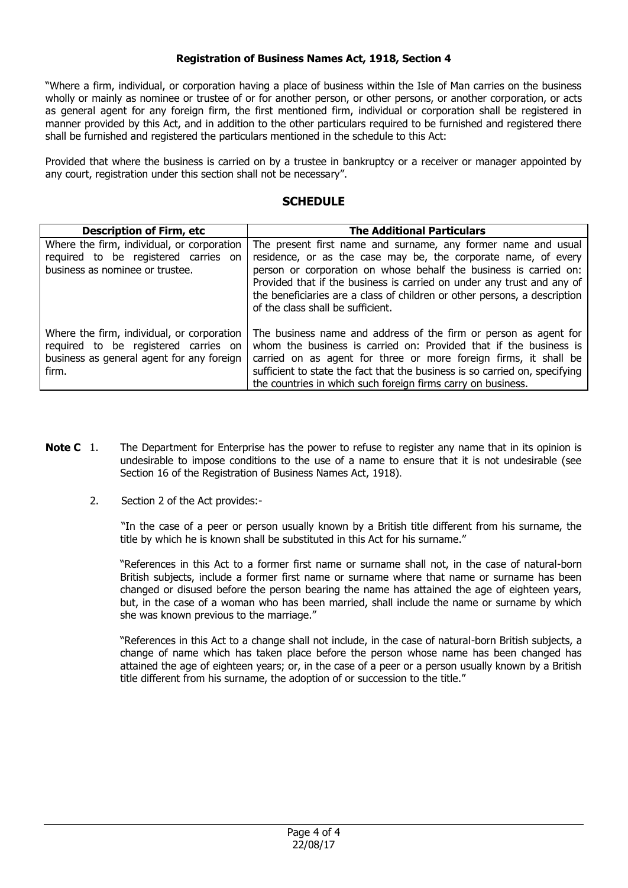**Registration of Business Names Act, 1918, Section 4**

"Where a firm, individual, or corporation having a place of business within the Isle of Man carries on the business wholly or mainly as nominee or trustee of or for another person, or other persons, or another corporation, or acts as general agent for any foreign firm, the first mentioned firm, individual or corporation shall be registered in manner provided by this Act, and in addition to the other particulars required to be furnished and registered there shall be furnished and registered the particulars mentioned in the schedule to this Act:

Provided that where the business is carried on by a trustee in bankruptcy or a receiver or manager appointed by any court, registration under this section shall not be necessary".

## SCHEDULE

| Description of Firm, etc | The Additional Particulars |
|---|---|
| Where the firm, individual, or corporation required to be registered carries on business as nominee or trustee. | The present first name and surname, any former name and usual residence, or as the case may be, the corporate name, of every person or corporation on whose behalf the business is carried on: Provided that if the business is carried on under any trust and any of the beneficiaries are a class of children or other persons, a description of the class shall be sufficient. |
| Where the firm, individual, or corporation required to be registered carries on business as general agent for any foreign firm. | The business name and address of the firm or person as agent for whom the business is carried on: Provided that if the business is carried on as agent for three or more foreign firms, it shall be sufficient to state the fact that the business is so carried on, specifying the countries in which such foreign firms carry on business. |

**Note C** 1. The Department for Enterprise has the power to refuse to register any name that in its opinion is undesirable to impose conditions to the use of a name to ensure that it is not undesirable (see Section 16 of the Registration of Business Names Act, 1918).

2. Section 2 of the Act provides:-

"In the case of a peer or person usually known by a British title different from his surname, the title by which he is known shall be substituted in this Act for his surname."

"References in this Act to a former first name or surname shall not, in the case of natural-born British subjects, include a former first name or surname where that name or surname has been changed or disused before the person bearing the name has attained the age of eighteen years, but, in the case of a woman who has been married, shall include the name or surname by which she was known previous to the marriage."

"References in this Act to a change shall not include, in the case of natural-born British subjects, a change of name which has taken place before the person whose name has been changed has attained the age of eighteen years; or, in the case of a peer or a person usually known by a British title different from his surname, the adoption of or succession to the title."